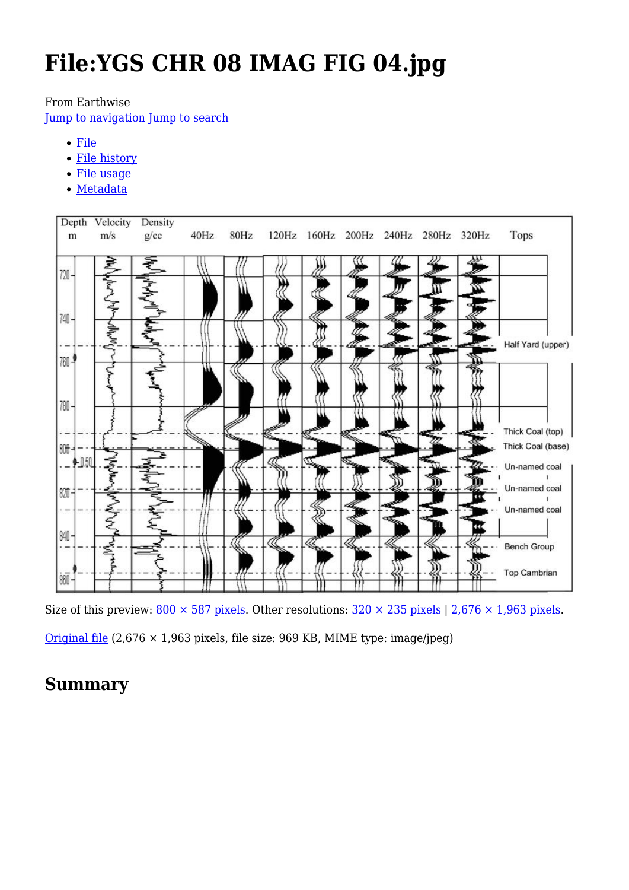# File:YGS CHR 08 IMAG FIG 04.jpg

From Earthwise

Jump to navigation Jump to search

- File
- File history
- File usage
- Metadata

Size of this preview: 800 × 587 pixels. Other resolutions: 320 × 235 pixels | 2,676 × 1,963 pixels.

Original file (2,676 × 1,963 pixels, file size: 969 KB, MIME type: image/jpeg)

## Summary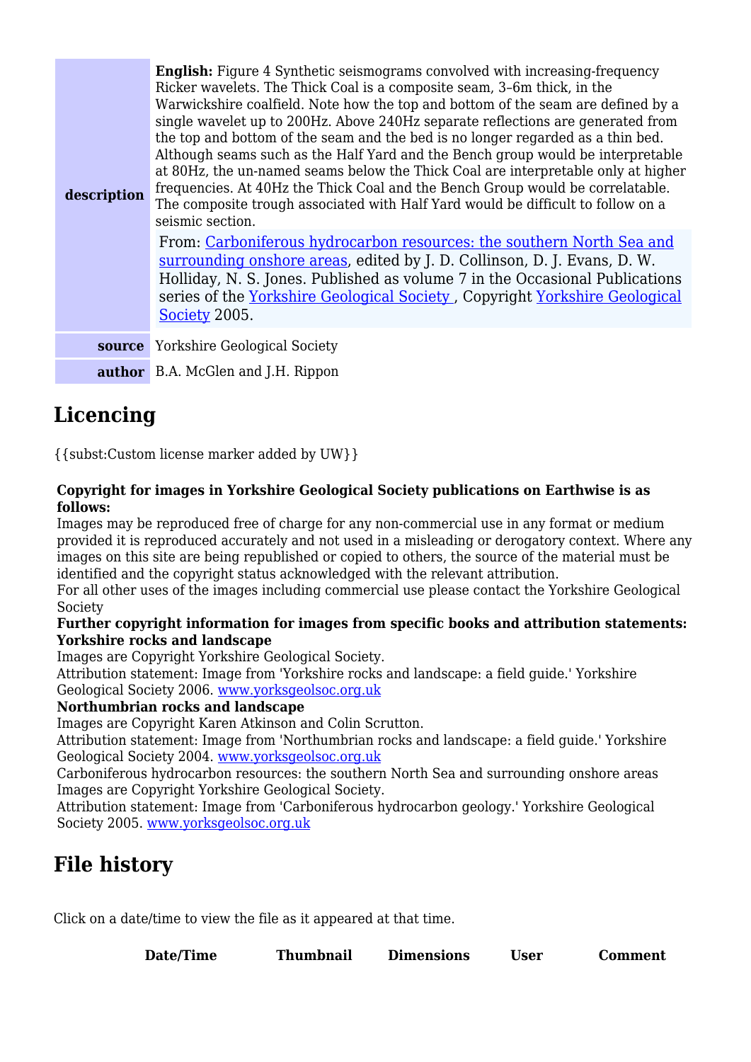| | |
|---|---|
| **description** | **English:** Figure 4 Synthetic seismograms convolved with increasing-frequency Ricker wavelets. The Thick Coal is a composite seam, 3–6m thick, in the Warwickshire coalfield. Note how the top and bottom of the seam are defined by a single wavelet up to 200Hz. Above 240Hz separate reflections are generated from the top and bottom of the seam and the bed is no longer regarded as a thin bed. Although seams such as the Half Yard and the Bench group would be interpretable at 80Hz, the un-named seams below the Thick Coal are interpretable only at higher frequencies. At 40Hz the Thick Coal and the Bench Group would be correlatable. The composite trough associated with Half Yard would be difficult to follow on a seismic section.<br>From: Carboniferous hydrocarbon resources: the southern North Sea and surrounding onshore areas, edited by J. D. Collinson, D. J. Evans, D. W. Holliday, N. S. Jones. Published as volume 7 in the Occasional Publications series of the Yorkshire Geological Society , Copyright Yorkshire Geological Society 2005. |
| **source** | Yorkshire Geological Society |
| **author** | B.A. McGlen and J.H. Rippon |

## Licencing

{{subst:Custom license marker added by UW}}

**Copyright for images in Yorkshire Geological Society publications on Earthwise is as follows:**

Images may be reproduced free of charge for any non-commercial use in any format or medium provided it is reproduced accurately and not used in a misleading or derogatory context. Where any images on this site are being republished or copied to others, the source of the material must be identified and the copyright status acknowledged with the relevant attribution.

For all other uses of the images including commercial use please contact the Yorkshire Geological Society

**Further copyright information for images from specific books and attribution statements:**

**Yorkshire rocks and landscape**

Images are Copyright Yorkshire Geological Society.

Attribution statement: Image from 'Yorkshire rocks and landscape: a field guide.' Yorkshire Geological Society 2006. www.yorksgeolsoc.org.uk

**Northumbrian rocks and landscape**

Images are Copyright Karen Atkinson and Colin Scrutton.

Attribution statement: Image from 'Northumbrian rocks and landscape: a field guide.' Yorkshire Geological Society 2004. www.yorksgeolsoc.org.uk

Carboniferous hydrocarbon resources: the southern North Sea and surrounding onshore areas

Images are Copyright Yorkshire Geological Society.

Attribution statement: Image from 'Carboniferous hydrocarbon geology.' Yorkshire Geological Society 2005. www.yorksgeolsoc.org.uk

## File history

Click on a date/time to view the file as it appeared at that time.

| | Date/Time | Thumbnail | Dimensions | User | Comment |
|---|---|---|---|---|---|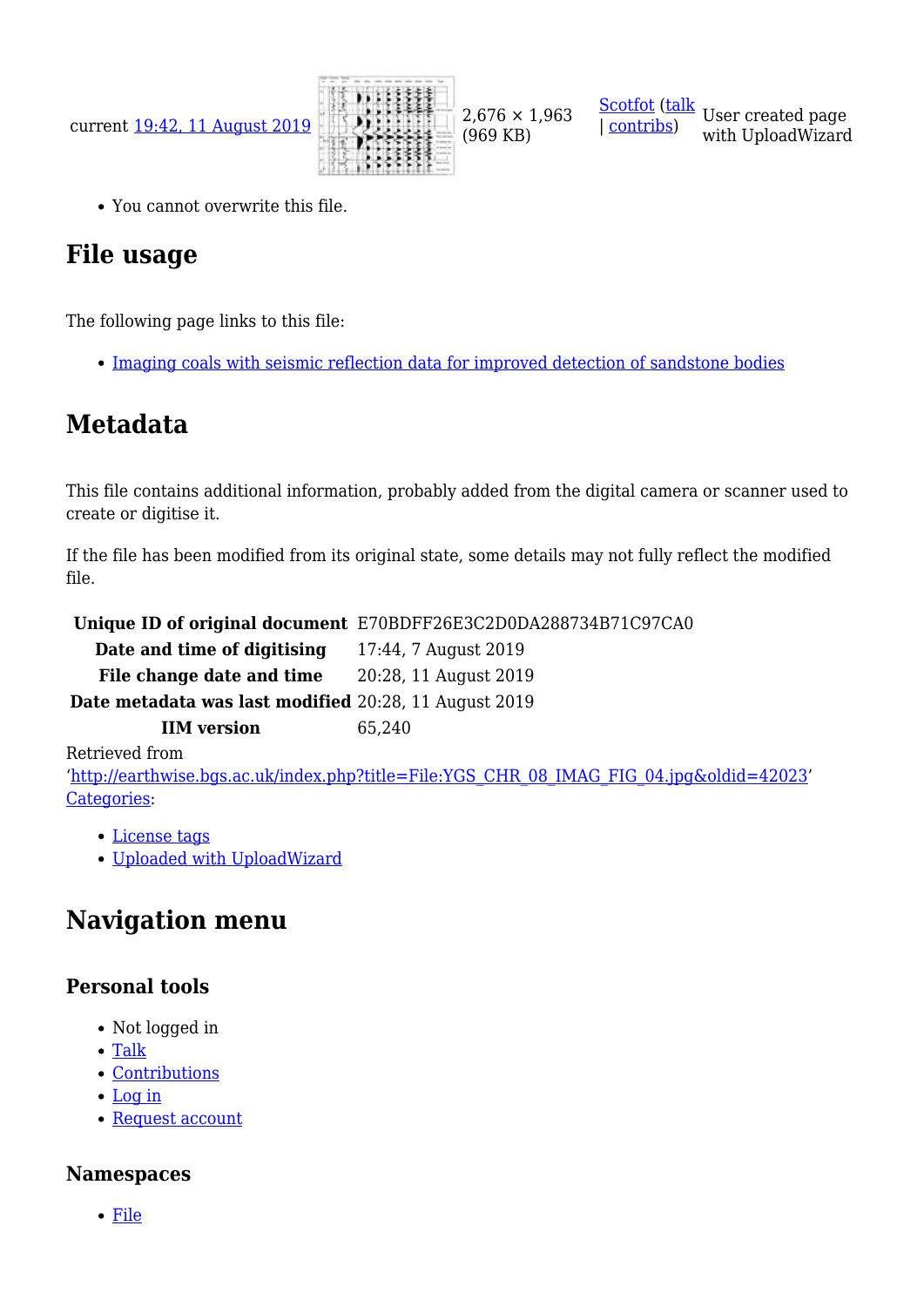| | | | | |
|---|---|---|---|---|
| current 19:42, 11 August 2019 | | 2,676 × 1,963 (969 KB) | Scotfot (talk \| contribs) | User created page with UploadWizard |

- You cannot overwrite this file.

## File usage

The following page links to this file:

- Imaging coals with seismic reflection data for improved detection of sandstone bodies

## Metadata

This file contains additional information, probably added from the digital camera or scanner used to create or digitise it.

If the file has been modified from its original state, some details may not fully reflect the modified file.

| | |
|---|---|
| **Unique ID of original document** | E70BDFF26E3C2D0DA288734B71C97CA0 |
| **Date and time of digitising** | 17:44, 7 August 2019 |
| **File change date and time** | 20:28, 11 August 2019 |
| **Date metadata was last modified** | 20:28, 11 August 2019 |
| **IIM version** | 65,240 |

Retrieved from 'http://earthwise.bgs.ac.uk/index.php?title=File:YGS_CHR_08_IMAG_FIG_04.jpg&oldid=42023'

Categories:

- License tags
- Uploaded with UploadWizard

## Navigation menu

### Personal tools

- Not logged in
- Talk
- Contributions
- Log in
- Request account

### Namespaces

- File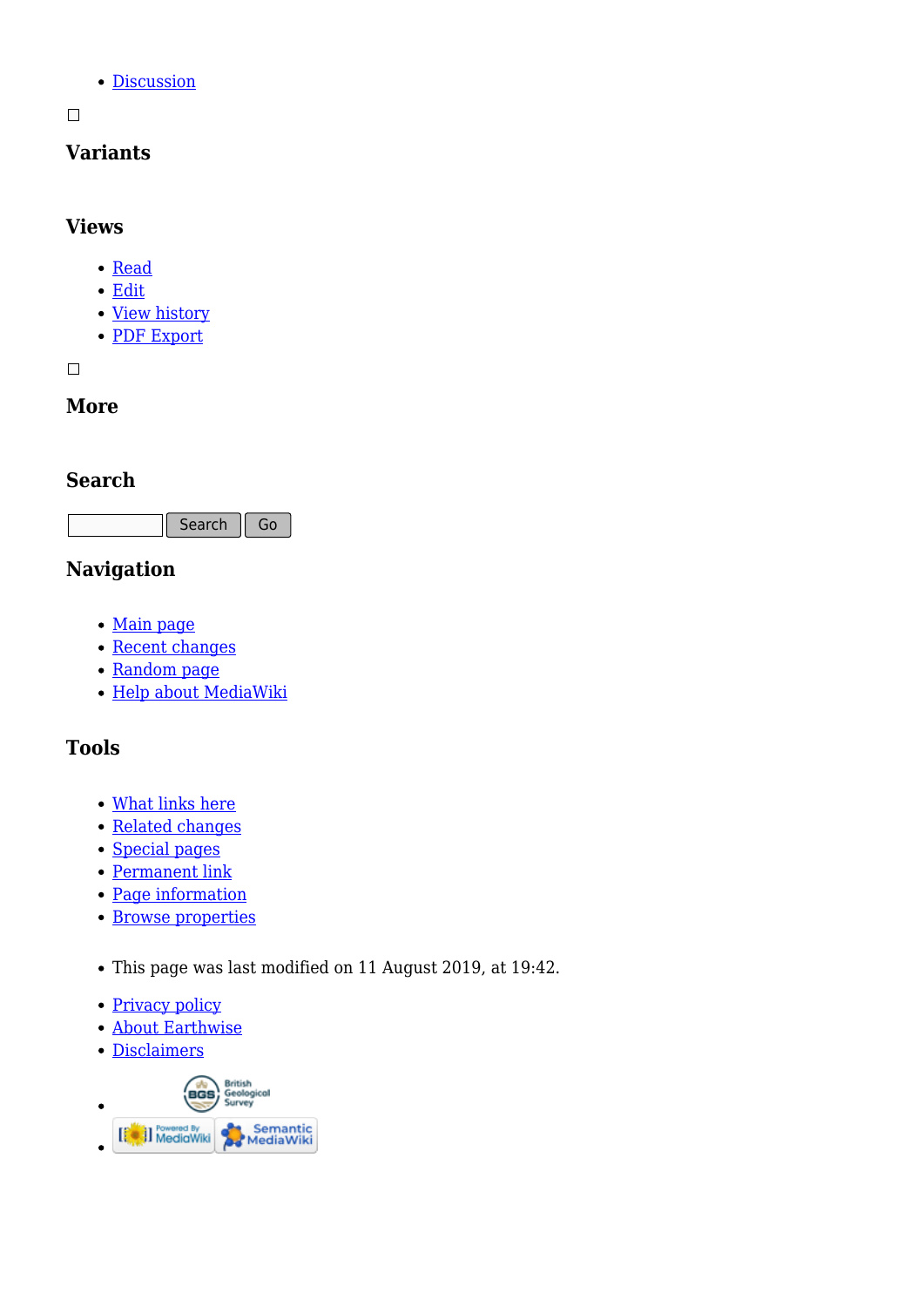- Discussion

☐

### Variants

### Views

- Read
- Edit
- View history
- PDF Export

☐

### More

### Search

Search Go

### Navigation

- Main page
- Recent changes
- Random page
- Help about MediaWiki

### Tools

- What links here
- Related changes
- Special pages
- Permanent link
- Page information
- Browse properties

- This page was last modified on 11 August 2019, at 19:42.

- Privacy policy
- About Earthwise
- Disclaimers
- 
-